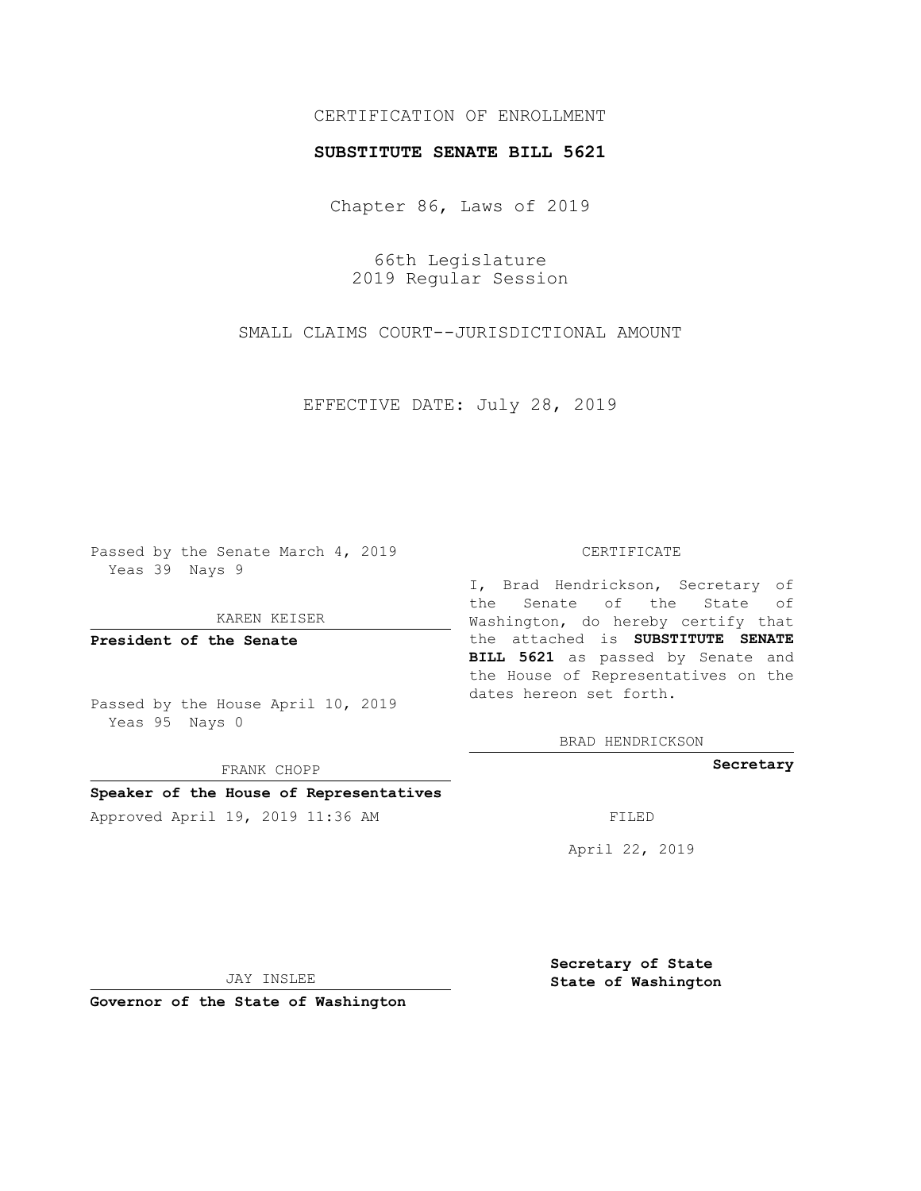CERTIFICATION OF ENROLLMENT

**SUBSTITUTE SENATE BILL 5621**

Chapter 86, Laws of 2019

66th Legislature
2019 Regular Session

SMALL CLAIMS COURT--JURISDICTIONAL AMOUNT

EFFECTIVE DATE: July 28, 2019

Passed by the Senate March 4, 2019
Yeas 39 Nays 9

KAREN KEISER

**President of the Senate**

Passed by the House April 10, 2019
Yeas 95 Nays 0

FRANK CHOPP

**Speaker of the House of Representatives**

Approved April 19, 2019 11:36 AM

JAY INSLEE

**Governor of the State of Washington**

CERTIFICATE

I, Brad Hendrickson, Secretary of the Senate of the State of Washington, do hereby certify that the attached is **SUBSTITUTE SENATE BILL 5621** as passed by Senate and the House of Representatives on the dates hereon set forth.

BRAD HENDRICKSON

**Secretary**

FILED

April 22, 2019

**Secretary of State**
**State of Washington**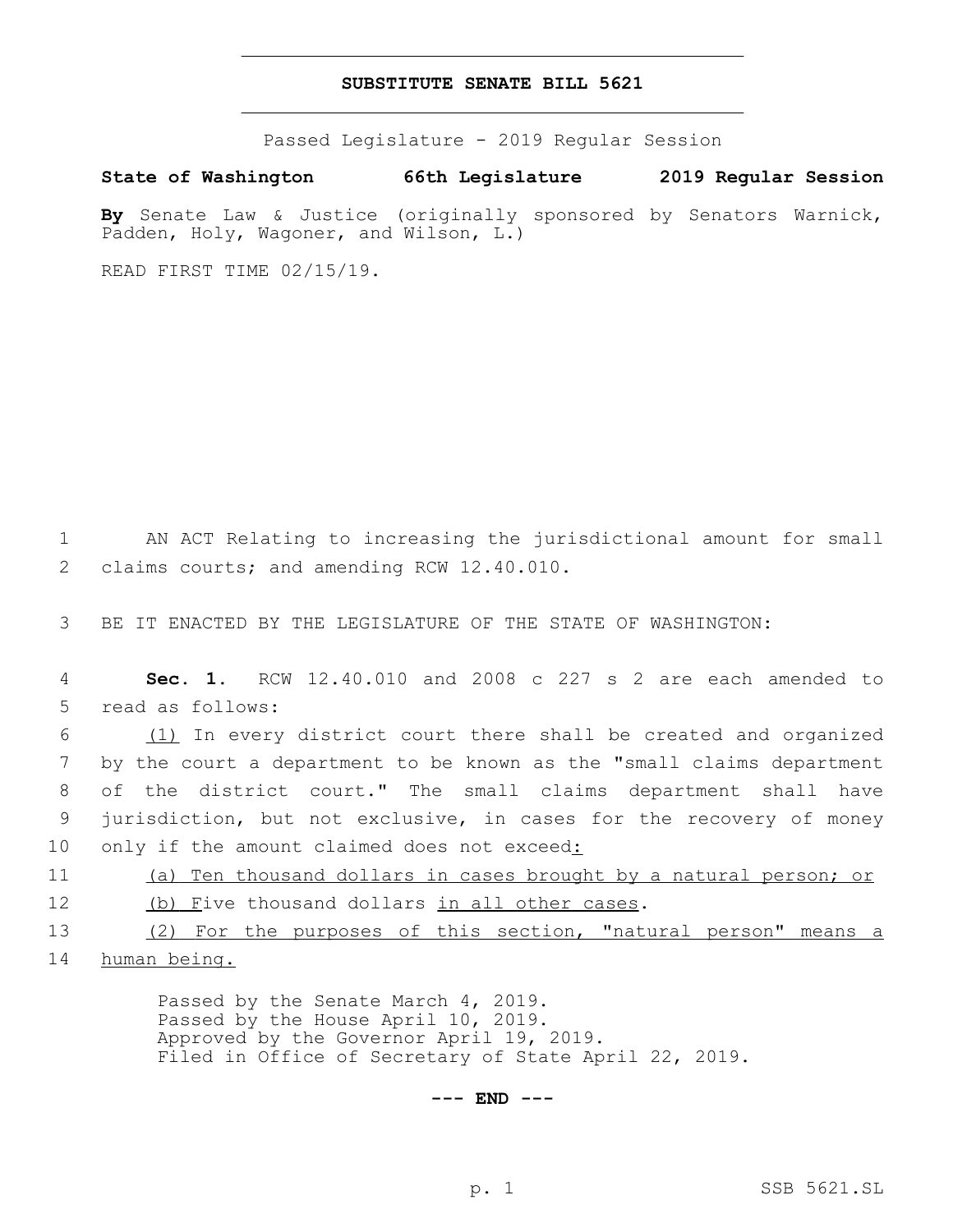## SUBSTITUTE SENATE BILL 5621

Passed Legislature - 2019 Regular Session

**State of Washington 66th Legislature 2019 Regular Session**

**By** Senate Law & Justice (originally sponsored by Senators Warnick, Padden, Holy, Wagoner, and Wilson, L.)

READ FIRST TIME 02/15/19.

AN ACT Relating to increasing the jurisdictional amount for small claims courts; and amending RCW 12.40.010.

BE IT ENACTED BY THE LEGISLATURE OF THE STATE OF WASHINGTON:

**Sec. 1.** RCW 12.40.010 and 2008 c 227 s 2 are each amended to read as follows:

(1) In every district court there shall be created and organized by the court a department to be known as the "small claims department of the district court." The small claims department shall have jurisdiction, but not exclusive, in cases for the recovery of money only if the amount claimed does not exceed:

(a) Ten thousand dollars in cases brought by a natural person; or

(b) Five thousand dollars in all other cases.

(2) For the purposes of this section, "natural person" means a human being.

Passed by the Senate March 4, 2019.
Passed by the House April 10, 2019.
Approved by the Governor April 19, 2019.
Filed in Office of Secretary of State April 22, 2019.

**--- END ---**